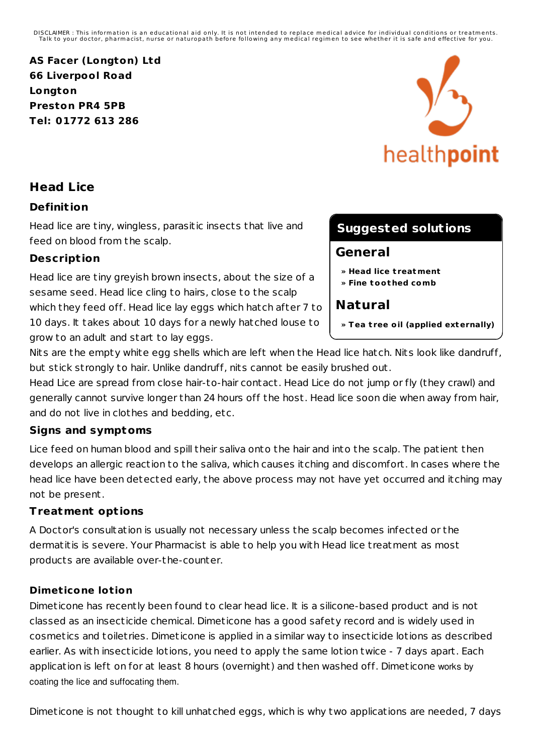DISCLAIMER : This information is an educational aid only. It is not intended to replace medical advice for individual conditions or treatments. Talk to your doctor, pharmacist, nurse or naturopath before following any medical regimen to see whether it is safe and effective for you.

**AS Facer (Longton) Ltd**
**66 Liverpool Road**
**Longton**
**Preston PR4 5PB**
**Tel: 01772 613 286**

healthpoint

# Head Lice

## Definition

Head lice are tiny, wingless, parasitic insects that live and feed on blood from the scalp.

## Description

Head lice are tiny greyish brown insects, about the size of a sesame seed. Head lice cling to hairs, close to the scalp which they feed off. Head lice lay eggs which hatch after 7 to 10 days. It takes about 10 days for a newly hatched louse to grow to an adult and start to lay eggs.

Nits are the empty white egg shells which are left when the Head lice hatch. Nits look like dandruff, but stick strongly to hair. Unlike dandruff, nits cannot be easily brushed out.

Head Lice are spread from close hair-to-hair contact. Head Lice do not jump or fly (they crawl) and generally cannot survive longer than 24 hours off the host. Head lice soon die when away from hair, and do not live in clothes and bedding, etc.

**Suggested solutions**

**General**

- » **Head lice treatment**
- » **Fine toothed comb**

**Natural**

- » **Tea tree oil (applied externally)**

## Signs and symptoms

Lice feed on human blood and spill their saliva onto the hair and into the scalp. The patient then develops an allergic reaction to the saliva, which causes itching and discomfort. In cases where the head lice have been detected early, the above process may not have yet occurred and itching may not be present.

## Treatment options

A Doctor's consultation is usually not necessary unless the scalp becomes infected or the dermatitis is severe. Your Pharmacist is able to help you with Head lice treatment as most products are available over-the-counter.

### Dimeticone lotion

Dimeticone has recently been found to clear head lice. It is a silicone-based product and is not classed as an insecticide chemical. Dimeticone has a good safety record and is widely used in cosmetics and toiletries. Dimeticone is applied in a similar way to insecticide lotions as described earlier. As with insecticide lotions, you need to apply the same lotion twice - 7 days apart. Each application is left on for at least 8 hours (overnight) and then washed off. Dimeticone works by coating the lice and suffocating them.

Dimeticone is not thought to kill unhatched eggs, which is why two applications are needed, 7 days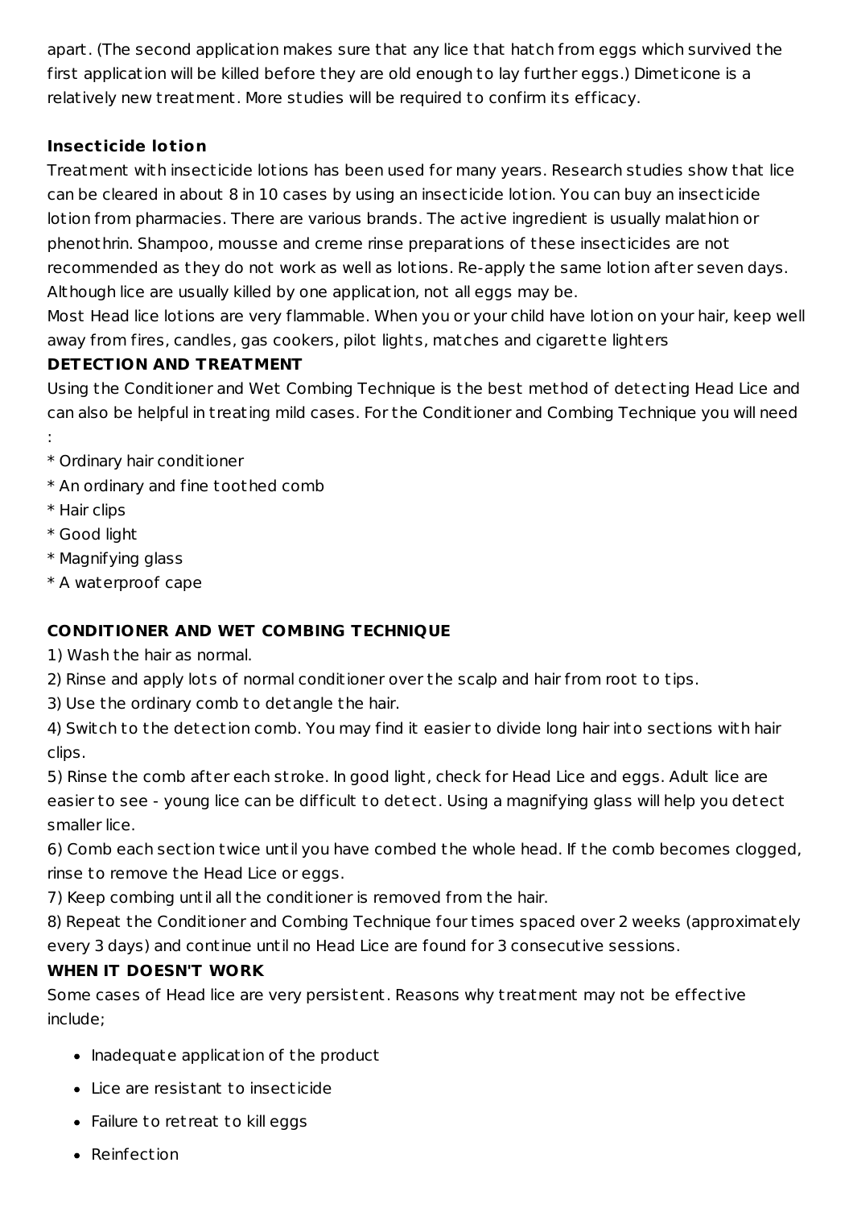apart. (The second application makes sure that any lice that hatch from eggs which survived the first application will be killed before they are old enough to lay further eggs.) Dimeticone is a relatively new treatment. More studies will be required to confirm its efficacy.

**Insecticide lotion**

Treatment with insecticide lotions has been used for many years. Research studies show that lice can be cleared in about 8 in 10 cases by using an insecticide lotion. You can buy an insecticide lotion from pharmacies. There are various brands. The active ingredient is usually malathion or phenothrin. Shampoo, mousse and creme rinse preparations of these insecticides are not recommended as they do not work as well as lotions. Re-apply the same lotion after seven days. Although lice are usually killed by one application, not all eggs may be.

Most Head lice lotions are very flammable. When you or your child have lotion on your hair, keep well away from fires, candles, gas cookers, pilot lights, matches and cigarette lighters

**DETECTION AND TREATMENT**

Using the Conditioner and Wet Combing Technique is the best method of detecting Head Lice and can also be helpful in treating mild cases. For the Conditioner and Combing Technique you will need :

* Ordinary hair conditioner
* An ordinary and fine toothed comb
* Hair clips
* Good light
* Magnifying glass
* A waterproof cape

**CONDITIONER AND WET COMBING TECHNIQUE**

1) Wash the hair as normal.

2) Rinse and apply lots of normal conditioner over the scalp and hair from root to tips.

3) Use the ordinary comb to detangle the hair.

4) Switch to the detection comb. You may find it easier to divide long hair into sections with hair clips.

5) Rinse the comb after each stroke. In good light, check for Head Lice and eggs. Adult lice are easier to see - young lice can be difficult to detect. Using a magnifying glass will help you detect smaller lice.

6) Comb each section twice until you have combed the whole head. If the comb becomes clogged, rinse to remove the Head Lice or eggs.

7) Keep combing until all the conditioner is removed from the hair.

8) Repeat the Conditioner and Combing Technique four times spaced over 2 weeks (approximately every 3 days) and continue until no Head Lice are found for 3 consecutive sessions.

**WHEN IT DOESN'T WORK**

Some cases of Head lice are very persistent. Reasons why treatment may not be effective include;

- Inadequate application of the product
- Lice are resistant to insecticide
- Failure to retreat to kill eggs
- Reinfection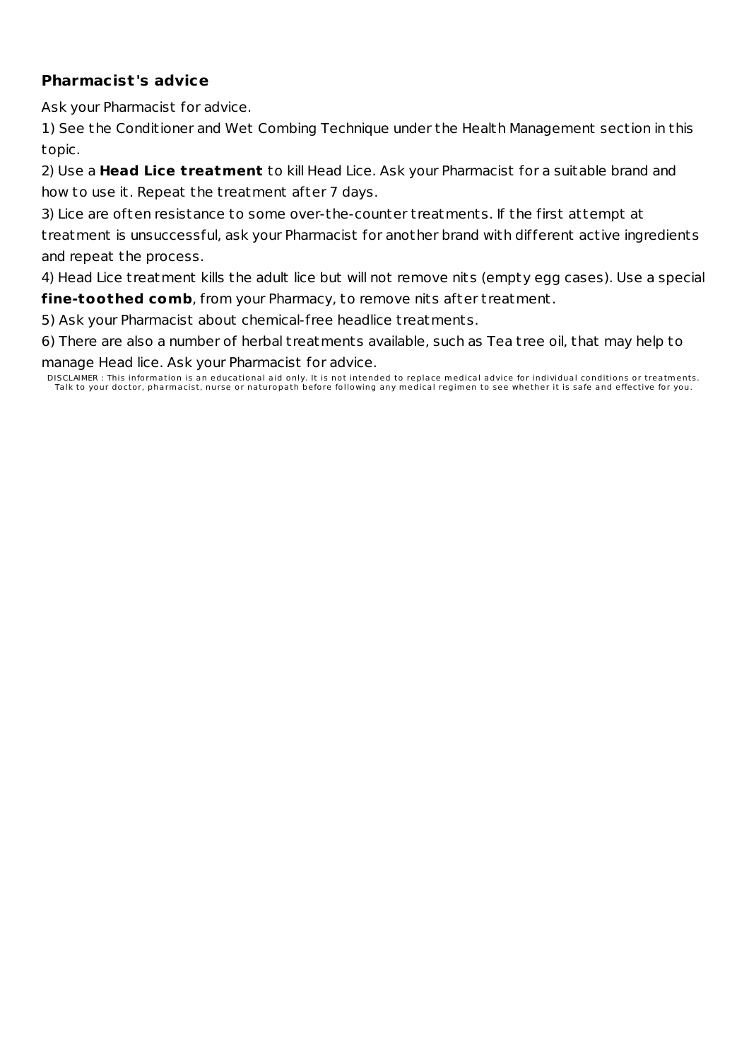## Pharmacist's advice

Ask your Pharmacist for advice.

1) See the Conditioner and Wet Combing Technique under the Health Management section in this topic.

2) Use a **Head Lice treatment** to kill Head Lice. Ask your Pharmacist for a suitable brand and how to use it. Repeat the treatment after 7 days.

3) Lice are often resistance to some over-the-counter treatments. If the first attempt at treatment is unsuccessful, ask your Pharmacist for another brand with different active ingredients and repeat the process.

4) Head Lice treatment kills the adult lice but will not remove nits (empty egg cases). Use a special **fine-toothed comb**, from your Pharmacy, to remove nits after treatment.

5) Ask your Pharmacist about chemical-free headlice treatments.

6) There are also a number of herbal treatments available, such as Tea tree oil, that may help to manage Head lice. Ask your Pharmacist for advice.

DISCLAIMER : This information is an educational aid only. It is not intended to replace medical advice for individual conditions or treatments. Talk to your doctor, pharmacist, nurse or naturopath before following any medical regimen to see whether it is safe and effective for you.